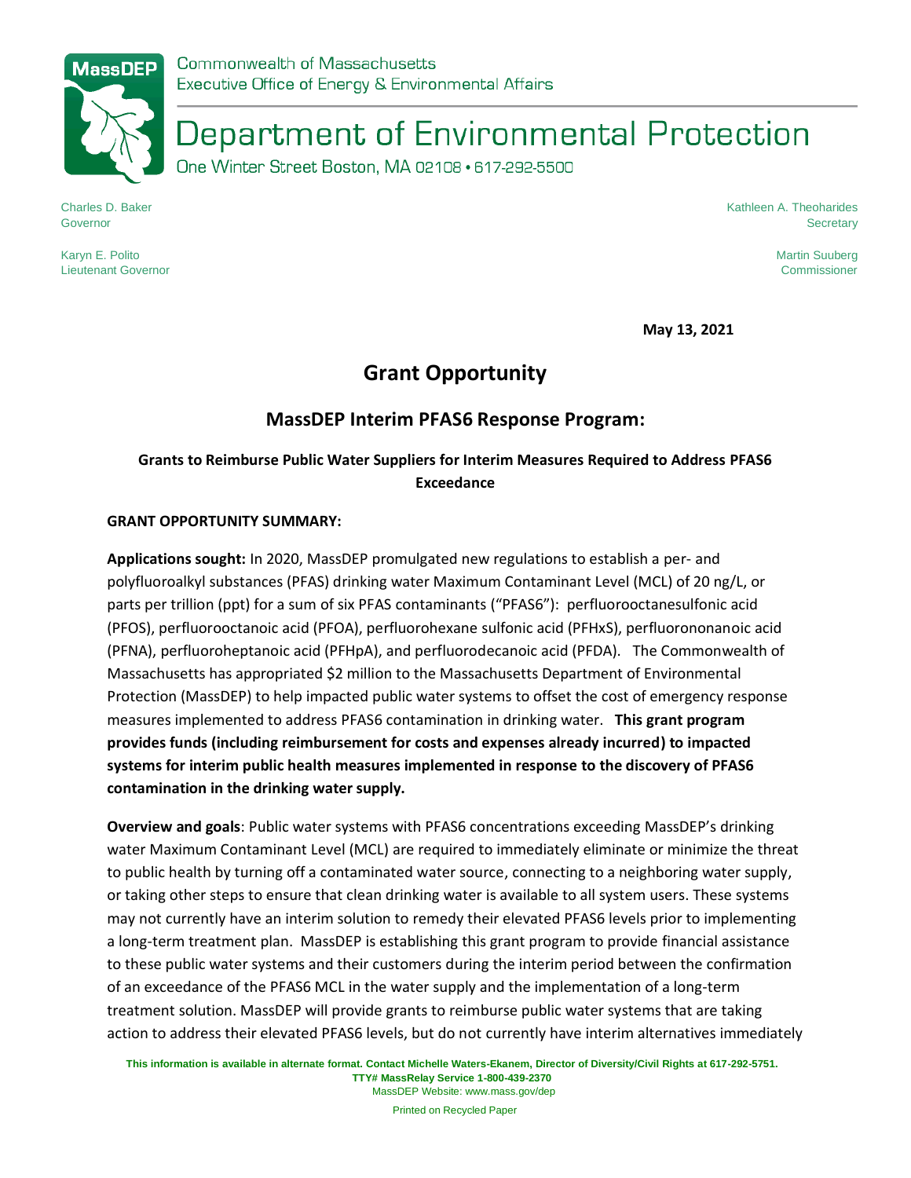Commonwealth of Massachusetts
Executive Office of Energy & Environmental Affairs

# Department of Environmental Protection

One Winter Street Boston, MA 02108 • 617-292-5500

Charles D. Baker
Governor

Karyn E. Polito
Lieutenant Governor

Kathleen A. Theoharides
Secretary

Martin Suuberg
Commissioner

**May 13, 2021**

# Grant Opportunity

## MassDEP Interim PFAS6 Response Program:

### Grants to Reimburse Public Water Suppliers for Interim Measures Required to Address PFAS6 Exceedance

**GRANT OPPORTUNITY SUMMARY:**

**Applications sought:** In 2020, MassDEP promulgated new regulations to establish a per- and polyfluoroalkyl substances (PFAS) drinking water Maximum Contaminant Level (MCL) of 20 ng/L, or parts per trillion (ppt) for a sum of six PFAS contaminants ("PFAS6"): perfluorooctanesulfonic acid (PFOS), perfluorooctanoic acid (PFOA), perfluorohexane sulfonic acid (PFHxS), perfluorononanoic acid (PFNA), perfluoroheptanoic acid (PFHpA), and perfluorodecanoic acid (PFDA). The Commonwealth of Massachusetts has appropriated $2 million to the Massachusetts Department of Environmental Protection (MassDEP) to help impacted public water systems to offset the cost of emergency response measures implemented to address PFAS6 contamination in drinking water. **This grant program provides funds (including reimbursement for costs and expenses already incurred) to impacted systems for interim public health measures implemented in response to the discovery of PFAS6 contamination in the drinking water supply.**

**Overview and goals**: Public water systems with PFAS6 concentrations exceeding MassDEP's drinking water Maximum Contaminant Level (MCL) are required to immediately eliminate or minimize the threat to public health by turning off a contaminated water source, connecting to a neighboring water supply, or taking other steps to ensure that clean drinking water is available to all system users. These systems may not currently have an interim solution to remedy their elevated PFAS6 levels prior to implementing a long-term treatment plan. MassDEP is establishing this grant program to provide financial assistance to these public water systems and their customers during the interim period between the confirmation of an exceedance of the PFAS6 MCL in the water supply and the implementation of a long-term treatment solution. MassDEP will provide grants to reimburse public water systems that are taking action to address their elevated PFAS6 levels, but do not currently have interim alternatives immediately

This information is available in alternate format. Contact Michelle Waters-Ekanem, Director of Diversity/Civil Rights at 617-292-5751.
TTY# MassRelay Service 1-800-439-2370
MassDEP Website: www.mass.gov/dep

Printed on Recycled Paper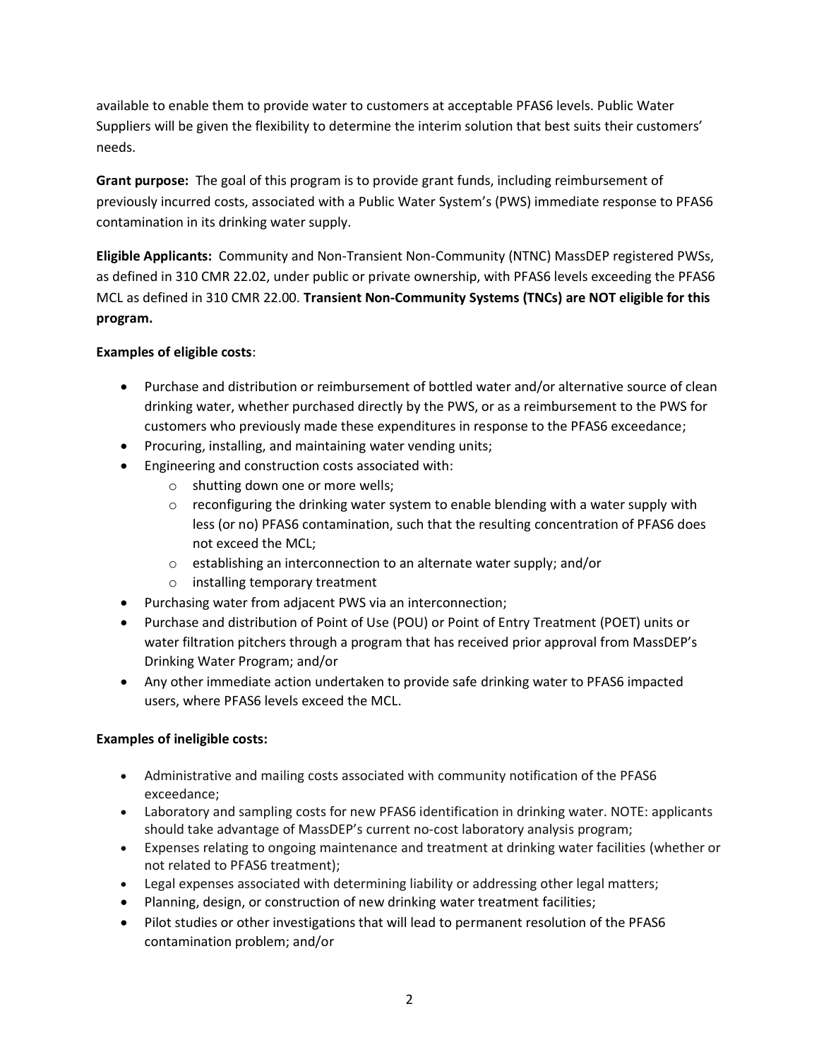available to enable them to provide water to customers at acceptable PFAS6 levels. Public Water Suppliers will be given the flexibility to determine the interim solution that best suits their customers' needs.

**Grant purpose:** The goal of this program is to provide grant funds, including reimbursement of previously incurred costs, associated with a Public Water System's (PWS) immediate response to PFAS6 contamination in its drinking water supply.

**Eligible Applicants:** Community and Non-Transient Non-Community (NTNC) MassDEP registered PWSs, as defined in 310 CMR 22.02, under public or private ownership, with PFAS6 levels exceeding the PFAS6 MCL as defined in 310 CMR 22.00. **Transient Non-Community Systems (TNCs) are NOT eligible for this program.**

**Examples of eligible costs**:

- Purchase and distribution or reimbursement of bottled water and/or alternative source of clean drinking water, whether purchased directly by the PWS, or as a reimbursement to the PWS for customers who previously made these expenditures in response to the PFAS6 exceedance;
- Procuring, installing, and maintaining water vending units;
- Engineering and construction costs associated with:
  - shutting down one or more wells;
  - reconfiguring the drinking water system to enable blending with a water supply with less (or no) PFAS6 contamination, such that the resulting concentration of PFAS6 does not exceed the MCL;
  - establishing an interconnection to an alternate water supply; and/or
  - installing temporary treatment
- Purchasing water from adjacent PWS via an interconnection;
- Purchase and distribution of Point of Use (POU) or Point of Entry Treatment (POET) units or water filtration pitchers through a program that has received prior approval from MassDEP's Drinking Water Program; and/or
- Any other immediate action undertaken to provide safe drinking water to PFAS6 impacted users, where PFAS6 levels exceed the MCL.

**Examples of ineligible costs:**

- Administrative and mailing costs associated with community notification of the PFAS6 exceedance;
- Laboratory and sampling costs for new PFAS6 identification in drinking water. NOTE: applicants should take advantage of MassDEP's current no-cost laboratory analysis program;
- Expenses relating to ongoing maintenance and treatment at drinking water facilities (whether or not related to PFAS6 treatment);
- Legal expenses associated with determining liability or addressing other legal matters;
- Planning, design, or construction of new drinking water treatment facilities;
- Pilot studies or other investigations that will lead to permanent resolution of the PFAS6 contamination problem; and/or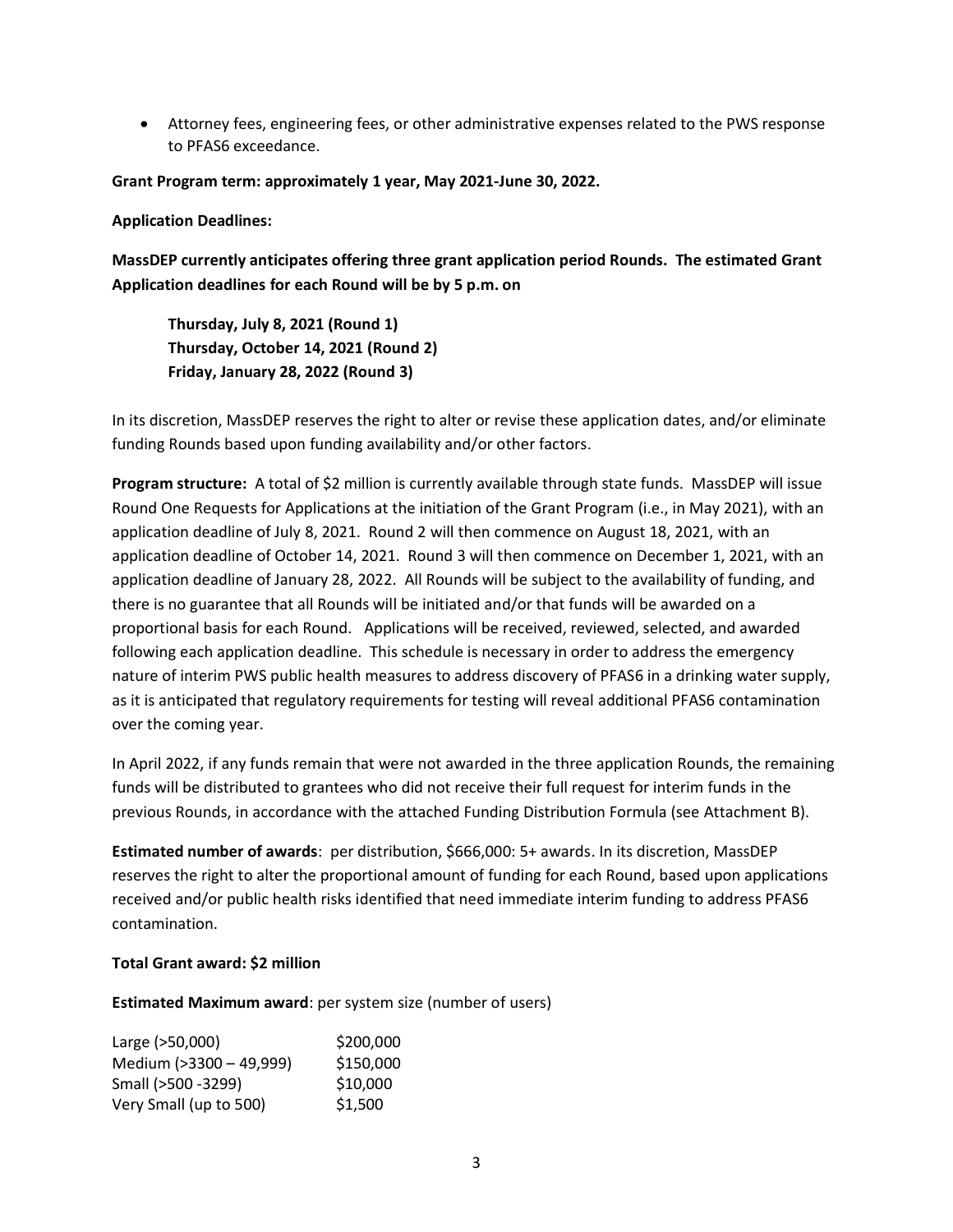- Attorney fees, engineering fees, or other administrative expenses related to the PWS response to PFAS6 exceedance.

**Grant Program term: approximately 1 year, May 2021-June 30, 2022.**

**Application Deadlines:**

**MassDEP currently anticipates offering three grant application period Rounds. The estimated Grant Application deadlines for each Round will be by 5 p.m. on**

> **Thursday, July 8, 2021 (Round 1)**
> **Thursday, October 14, 2021 (Round 2)**
> **Friday, January 28, 2022 (Round 3)**

In its discretion, MassDEP reserves the right to alter or revise these application dates, and/or eliminate funding Rounds based upon funding availability and/or other factors.

**Program structure:** A total of $2 million is currently available through state funds. MassDEP will issue Round One Requests for Applications at the initiation of the Grant Program (i.e., in May 2021), with an application deadline of July 8, 2021. Round 2 will then commence on August 18, 2021, with an application deadline of October 14, 2021. Round 3 will then commence on December 1, 2021, with an application deadline of January 28, 2022. All Rounds will be subject to the availability of funding, and there is no guarantee that all Rounds will be initiated and/or that funds will be awarded on a proportional basis for each Round. Applications will be received, reviewed, selected, and awarded following each application deadline. This schedule is necessary in order to address the emergency nature of interim PWS public health measures to address discovery of PFAS6 in a drinking water supply, as it is anticipated that regulatory requirements for testing will reveal additional PFAS6 contamination over the coming year.

In April 2022, if any funds remain that were not awarded in the three application Rounds, the remaining funds will be distributed to grantees who did not receive their full request for interim funds in the previous Rounds, in accordance with the attached Funding Distribution Formula (see Attachment B).

**Estimated number of awards**: per distribution, $666,000: 5+ awards. In its discretion, MassDEP reserves the right to alter the proportional amount of funding for each Round, based upon applications received and/or public health risks identified that need immediate interim funding to address PFAS6 contamination.

**Total Grant award: $2 million**

**Estimated Maximum award**: per system size (number of users)

| | |
|---|---|
| Large (>50,000) | $200,000 |
| Medium (>3300 – 49,999) | $150,000 |
| Small (>500 -3299) | $10,000 |
| Very Small (up to 500) | $1,500 |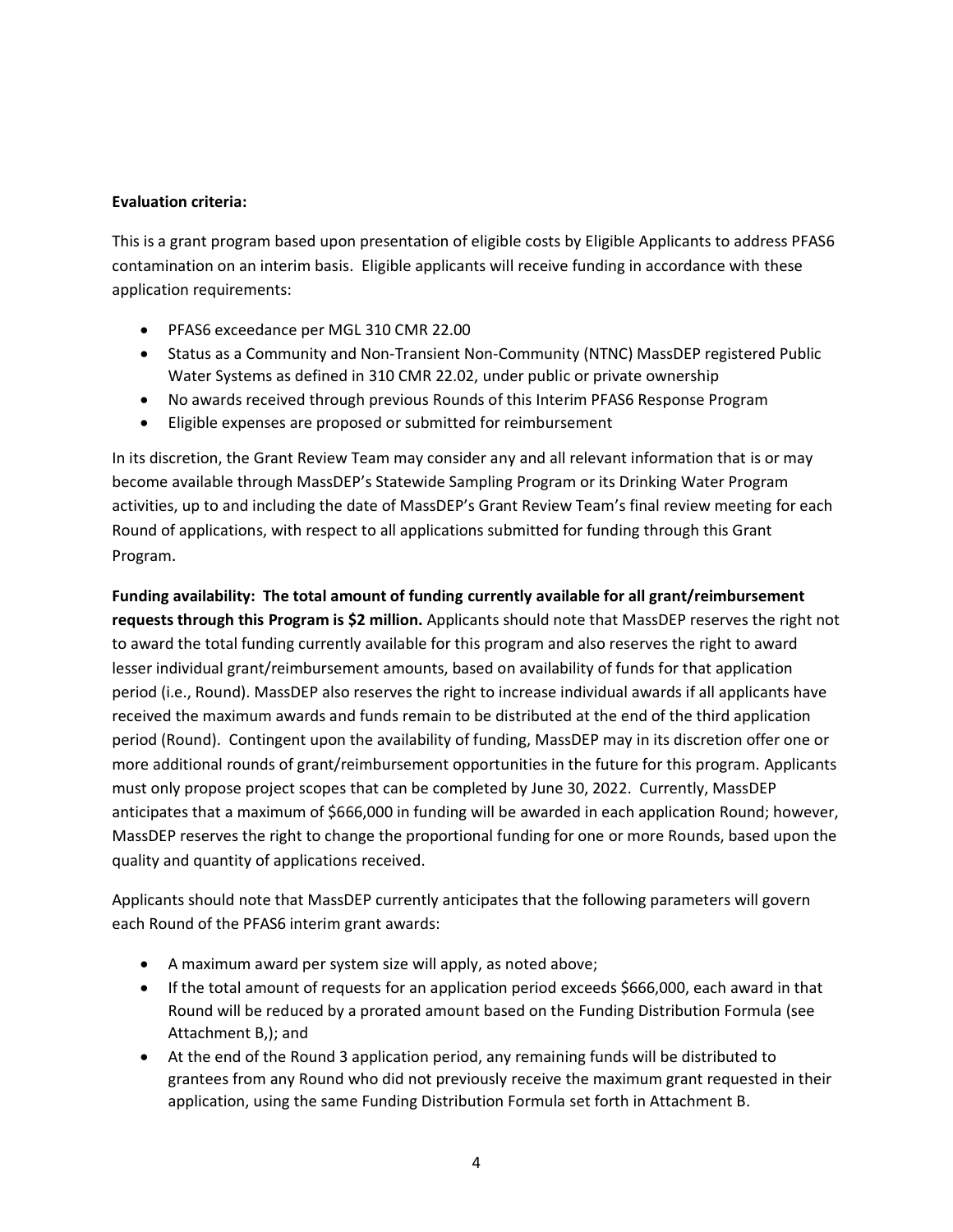**Evaluation criteria:**

This is a grant program based upon presentation of eligible costs by Eligible Applicants to address PFAS6 contamination on an interim basis. Eligible applicants will receive funding in accordance with these application requirements:

- PFAS6 exceedance per MGL 310 CMR 22.00
- Status as a Community and Non-Transient Non-Community (NTNC) MassDEP registered Public Water Systems as defined in 310 CMR 22.02, under public or private ownership
- No awards received through previous Rounds of this Interim PFAS6 Response Program
- Eligible expenses are proposed or submitted for reimbursement

In its discretion, the Grant Review Team may consider any and all relevant information that is or may become available through MassDEP's Statewide Sampling Program or its Drinking Water Program activities, up to and including the date of MassDEP's Grant Review Team's final review meeting for each Round of applications, with respect to all applications submitted for funding through this Grant Program.

**Funding availability: The total amount of funding currently available for all grant/reimbursement requests through this Program is $2 million.** Applicants should note that MassDEP reserves the right not to award the total funding currently available for this program and also reserves the right to award lesser individual grant/reimbursement amounts, based on availability of funds for that application period (i.e., Round). MassDEP also reserves the right to increase individual awards if all applicants have received the maximum awards and funds remain to be distributed at the end of the third application period (Round). Contingent upon the availability of funding, MassDEP may in its discretion offer one or more additional rounds of grant/reimbursement opportunities in the future for this program. Applicants must only propose project scopes that can be completed by June 30, 2022. Currently, MassDEP anticipates that a maximum of $666,000 in funding will be awarded in each application Round; however, MassDEP reserves the right to change the proportional funding for one or more Rounds, based upon the quality and quantity of applications received.

Applicants should note that MassDEP currently anticipates that the following parameters will govern each Round of the PFAS6 interim grant awards:

- A maximum award per system size will apply, as noted above;
- If the total amount of requests for an application period exceeds $666,000, each award in that Round will be reduced by a prorated amount based on the Funding Distribution Formula (see Attachment B,); and
- At the end of the Round 3 application period, any remaining funds will be distributed to grantees from any Round who did not previously receive the maximum grant requested in their application, using the same Funding Distribution Formula set forth in Attachment B.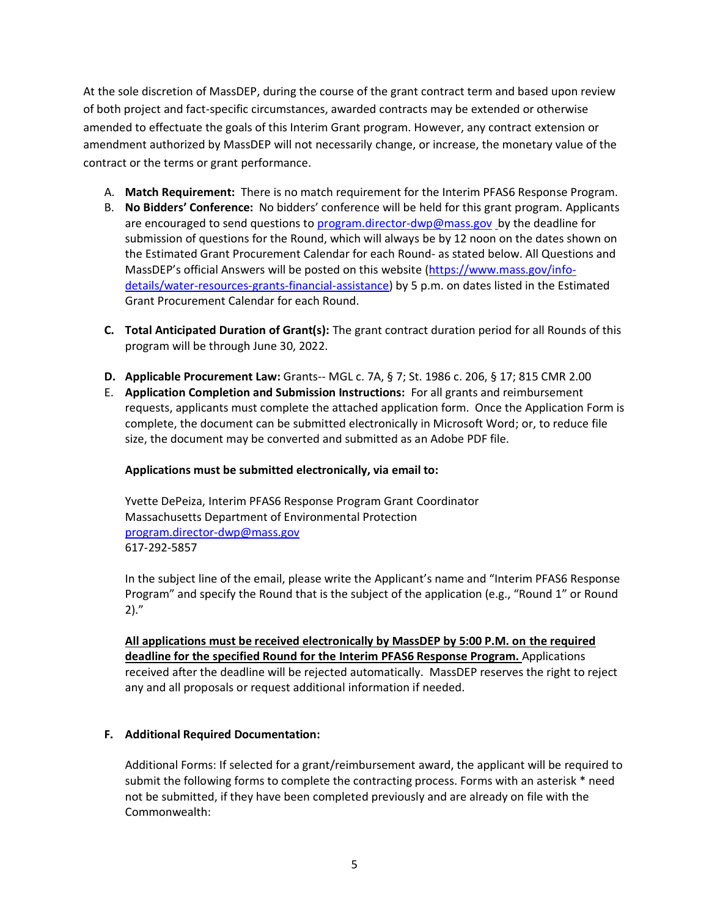At the sole discretion of MassDEP, during the course of the grant contract term and based upon review of both project and fact-specific circumstances, awarded contracts may be extended or otherwise amended to effectuate the goals of this Interim Grant program. However, any contract extension or amendment authorized by MassDEP will not necessarily change, or increase, the monetary value of the contract or the terms or grant performance.

A. **Match Requirement:** There is no match requirement for the Interim PFAS6 Response Program.

B. **No Bidders' Conference:** No bidders' conference will be held for this grant program. Applicants are encouraged to send questions to [program.director-dwp@mass.gov](mailto:program.director-dwp@mass.gov) by the deadline for submission of questions for the Round, which will always be by 12 noon on the dates shown on the Estimated Grant Procurement Calendar for each Round- as stated below. All Questions and MassDEP's official Answers will be posted on this website ([https://www.mass.gov/info-details/water-resources-grants-financial-assistance](https://www.mass.gov/info-details/water-resources-grants-financial-assistance)) by 5 p.m. on dates listed in the Estimated Grant Procurement Calendar for each Round.

C. **Total Anticipated Duration of Grant(s):** The grant contract duration period for all Rounds of this program will be through June 30, 2022.

D. **Applicable Procurement Law:** Grants-- MGL c. 7A, § 7; St. 1986 c. 206, § 17; 815 CMR 2.00

E. **Application Completion and Submission Instructions:** For all grants and reimbursement requests, applicants must complete the attached application form. Once the Application Form is complete, the document can be submitted electronically in Microsoft Word; or, to reduce file size, the document may be converted and submitted as an Adobe PDF file.

   **Applications must be submitted electronically, via email to:**

   Yvette DePeiza, Interim PFAS6 Response Program Grant Coordinator
   Massachusetts Department of Environmental Protection
   [program.director-dwp@mass.gov](mailto:program.director-dwp@mass.gov)
   617-292-5857

   In the subject line of the email, please write the Applicant's name and "Interim PFAS6 Response Program" and specify the Round that is the subject of the application (e.g., "Round 1" or Round 2)."

   **All applications must be received electronically by MassDEP by 5:00 P.M. on the required deadline for the specified Round for the Interim PFAS6 Response Program.** Applications received after the deadline will be rejected automatically. MassDEP reserves the right to reject any and all proposals or request additional information if needed.

F. **Additional Required Documentation:**

   Additional Forms: If selected for a grant/reimbursement award, the applicant will be required to submit the following forms to complete the contracting process. Forms with an asterisk * need not be submitted, if they have been completed previously and are already on file with the Commonwealth: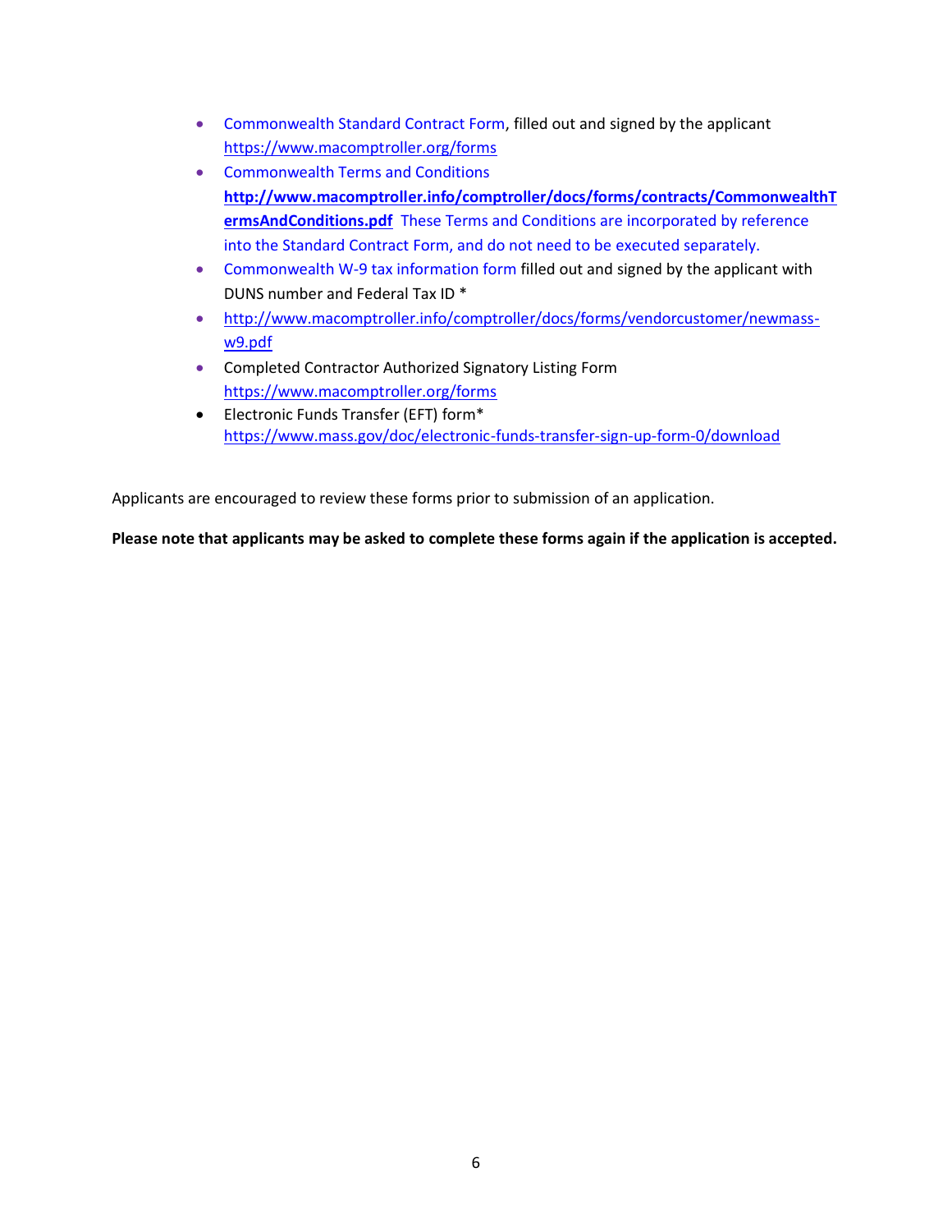- Commonwealth Standard Contract Form, filled out and signed by the applicant https://www.macomptroller.org/forms
- Commonwealth Terms and Conditions **http://www.macomptroller.info/comptroller/docs/forms/contracts/CommonwealthTermsAndConditions.pdf** These Terms and Conditions are incorporated by reference into the Standard Contract Form, and do not need to be executed separately.
- Commonwealth W-9 tax information form filled out and signed by the applicant with DUNS number and Federal Tax ID *
- http://www.macomptroller.info/comptroller/docs/forms/vendorcustomer/newmass-w9.pdf
- Completed Contractor Authorized Signatory Listing Form https://www.macomptroller.org/forms
- Electronic Funds Transfer (EFT) form* https://www.mass.gov/doc/electronic-funds-transfer-sign-up-form-0/download

Applicants are encouraged to review these forms prior to submission of an application.

**Please note that applicants may be asked to complete these forms again if the application is accepted.**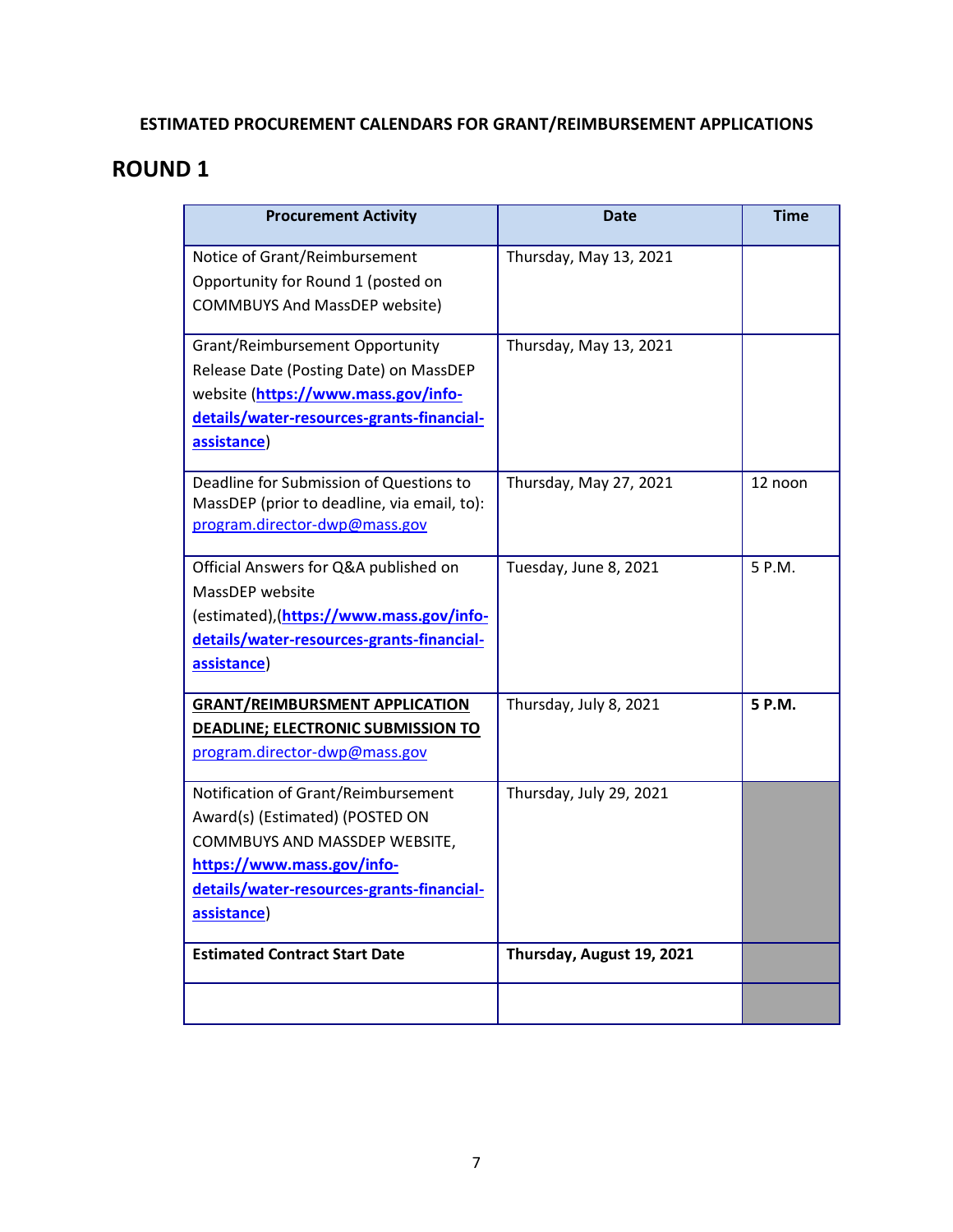**ESTIMATED PROCUREMENT CALENDARS FOR GRANT/REIMBURSEMENT APPLICATIONS**

# ROUND 1

| Procurement Activity | Date | Time |
| --- | --- | --- |
| Notice of Grant/Reimbursement Opportunity for Round 1 (posted on COMMBUYS And MassDEP website) | Thursday, May 13, 2021 | |
| Grant/Reimbursement Opportunity Release Date (Posting Date) on MassDEP website (**https://www.mass.gov/info-details/water-resources-grants-financial-assistance**) | Thursday, May 13, 2021 | |
| Deadline for Submission of Questions to MassDEP (prior to deadline, via email, to): program.director-dwp@mass.gov | Thursday, May 27, 2021 | 12 noon |
| Official Answers for Q&A published on MassDEP website (estimated),(**https://www.mass.gov/info-details/water-resources-grants-financial-assistance**) | Tuesday, June 8, 2021 | 5 P.M. |
| **GRANT/REIMBURSMENT APPLICATION DEADLINE; ELECTRONIC SUBMISSION TO** program.director-dwp@mass.gov | Thursday, July 8, 2021 | **5 P.M.** |
| Notification of Grant/Reimbursement Award(s) (Estimated) (POSTED ON COMMBUYS AND MASSDEP WEBSITE, **https://www.mass.gov/info-details/water-resources-grants-financial-assistance**) | Thursday, July 29, 2021 | |
| **Estimated Contract Start Date** | **Thursday, August 19, 2021** | |
| | | |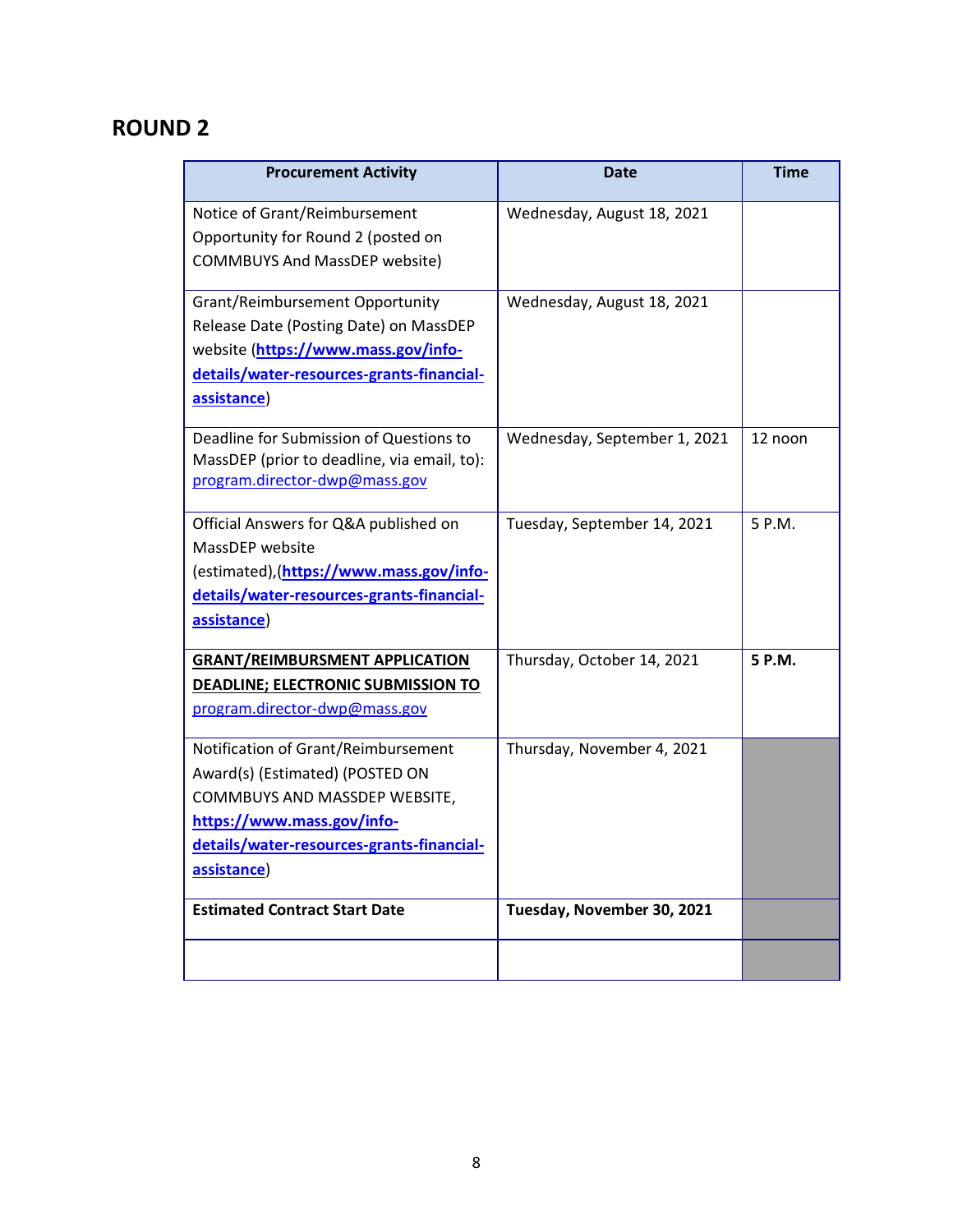## ROUND 2

| Procurement Activity | Date | Time |
|---|---|---|
| Notice of Grant/Reimbursement Opportunity for Round 2 (posted on COMMBUYS And MassDEP website) | Wednesday, August 18, 2021 | |
| Grant/Reimbursement Opportunity Release Date (Posting Date) on MassDEP website (**https://www.mass.gov/info-details/water-resources-grants-financial-assistance**) | Wednesday, August 18, 2021 | |
| Deadline for Submission of Questions to MassDEP (prior to deadline, via email, to): program.director-dwp@mass.gov | Wednesday, September 1, 2021 | 12 noon |
| Official Answers for Q&A published on MassDEP website (estimated),(**https://www.mass.gov/info-details/water-resources-grants-financial-assistance**) | Tuesday, September 14, 2021 | 5 P.M. |
| **GRANT/REIMBURSMENT APPLICATION DEADLINE; ELECTRONIC SUBMISSION TO** program.director-dwp@mass.gov | Thursday, October 14, 2021 | **5 P.M.** |
| Notification of Grant/Reimbursement Award(s) (Estimated) (POSTED ON COMMBUYS AND MASSDEP WEBSITE, **https://www.mass.gov/info-details/water-resources-grants-financial-assistance**) | Thursday, November 4, 2021 | |
| **Estimated Contract Start Date** | **Tuesday, November 30, 2021** | |
| | | |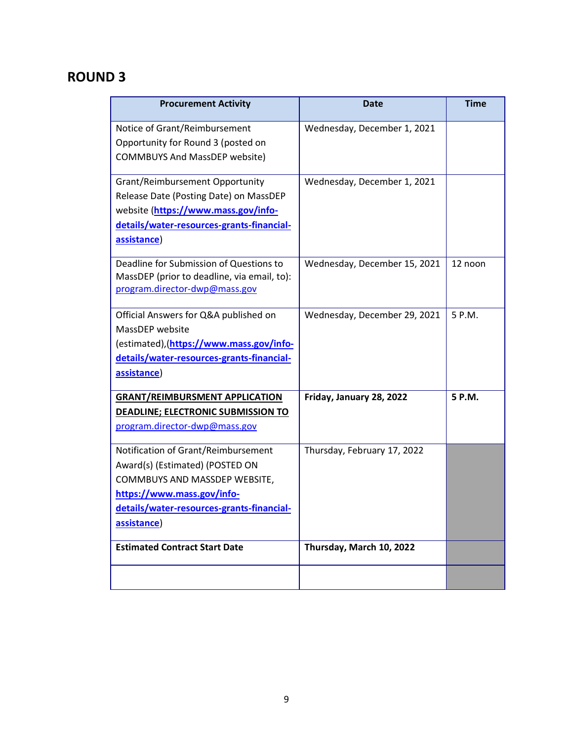## ROUND 3

| Procurement Activity | Date | Time |
|---|---|---|
| Notice of Grant/Reimbursement Opportunity for Round 3 (posted on COMMBUYS And MassDEP website) | Wednesday, December 1, 2021 | |
| Grant/Reimbursement Opportunity Release Date (Posting Date) on MassDEP website (**https://www.mass.gov/info-details/water-resources-grants-financial-assistance**) | Wednesday, December 1, 2021 | |
| Deadline for Submission of Questions to MassDEP (prior to deadline, via email, to): program.director-dwp@mass.gov | Wednesday, December 15, 2021 | 12 noon |
| Official Answers for Q&A published on MassDEP website (estimated),(**https://www.mass.gov/info-details/water-resources-grants-financial-assistance**) | Wednesday, December 29, 2021 | 5 P.M. |
| **GRANT/REIMBURSMENT APPLICATION DEADLINE; ELECTRONIC SUBMISSION TO** program.director-dwp@mass.gov | **Friday, January 28, 2022** | **5 P.M.** |
| Notification of Grant/Reimbursement Award(s) (Estimated) (POSTED ON COMMBUYS AND MASSDEP WEBSITE, **https://www.mass.gov/info-details/water-resources-grants-financial-assistance**) | Thursday, February 17, 2022 | |
| **Estimated Contract Start Date** | **Thursday, March 10, 2022** | |
| | | |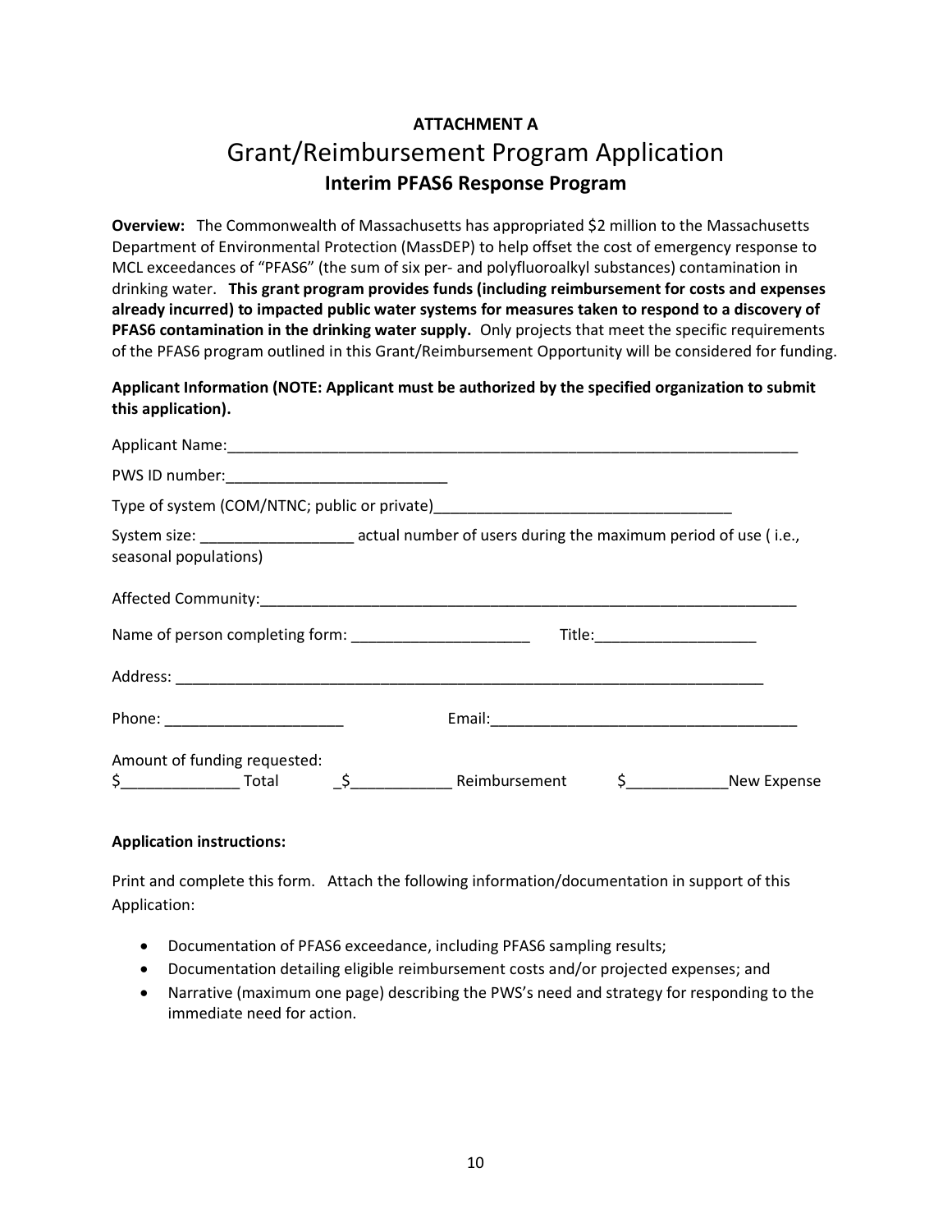**ATTACHMENT A**

# Grant/Reimbursement Program Application

## Interim PFAS6 Response Program

**Overview:** The Commonwealth of Massachusetts has appropriated $2 million to the Massachusetts Department of Environmental Protection (MassDEP) to help offset the cost of emergency response to MCL exceedances of "PFAS6" (the sum of six per- and polyfluoroalkyl substances) contamination in drinking water. **This grant program provides funds (including reimbursement for costs and expenses already incurred) to impacted public water systems for measures taken to respond to a discovery of PFAS6 contamination in the drinking water supply.** Only projects that meet the specific requirements of the PFAS6 program outlined in this Grant/Reimbursement Opportunity will be considered for funding.

**Applicant Information (NOTE: Applicant must be authorized by the specified organization to submit this application).**

Applicant Name:_______________________________________________________________________

PWS ID number:___________________________

Type of system (COM/NTNC; public or private)____________________________________

System size: __________________ actual number of users during the maximum period of use ( i.e., seasonal populations)

Affected Community:___________________________________________________________________

Name of person completing form: ______________________ Title:____________________

Address: ___________________________________________________________________________

Phone: ______________________ Email:______________________________________

Amount of funding requested:
$______________ Total _$____________ Reimbursement $____________New Expense

**Application instructions:**

Print and complete this form. Attach the following information/documentation in support of this Application:

- Documentation of PFAS6 exceedance, including PFAS6 sampling results;
- Documentation detailing eligible reimbursement costs and/or projected expenses; and
- Narrative (maximum one page) describing the PWS's need and strategy for responding to the immediate need for action.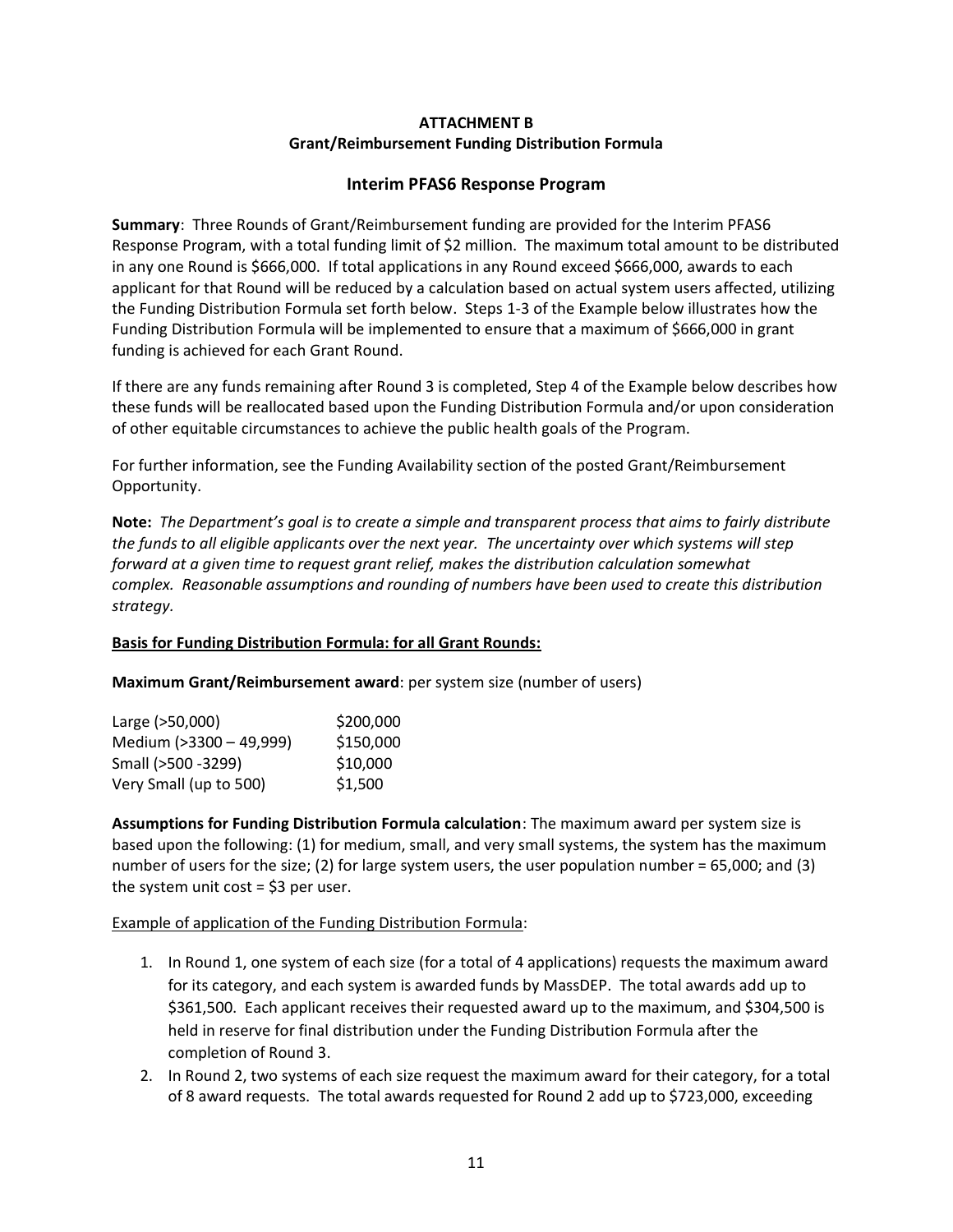**ATTACHMENT B**
**Grant/Reimbursement Funding Distribution Formula**

## Interim PFAS6 Response Program

**Summary**: Three Rounds of Grant/Reimbursement funding are provided for the Interim PFAS6 Response Program, with a total funding limit of $2 million. The maximum total amount to be distributed in any one Round is $666,000. If total applications in any Round exceed $666,000, awards to each applicant for that Round will be reduced by a calculation based on actual system users affected, utilizing the Funding Distribution Formula set forth below. Steps 1-3 of the Example below illustrates how the Funding Distribution Formula will be implemented to ensure that a maximum of $666,000 in grant funding is achieved for each Grant Round.

If there are any funds remaining after Round 3 is completed, Step 4 of the Example below describes how these funds will be reallocated based upon the Funding Distribution Formula and/or upon consideration of other equitable circumstances to achieve the public health goals of the Program.

For further information, see the Funding Availability section of the posted Grant/Reimbursement Opportunity.

**Note:** *The Department's goal is to create a simple and transparent process that aims to fairly distribute the funds to all eligible applicants over the next year. The uncertainty over which systems will step forward at a given time to request grant relief, makes the distribution calculation somewhat complex. Reasonable assumptions and rounding of numbers have been used to create this distribution strategy.*

**<u>Basis for Funding Distribution Formula: for all Grant Rounds:</u>**

**Maximum Grant/Reimbursement award**: per system size (number of users)

| | |
|---|---|
| Large (>50,000) | $200,000 |
| Medium (>3300 – 49,999) | $150,000 |
| Small (>500 -3299) | $10,000 |
| Very Small (up to 500) | $1,500 |

**Assumptions for Funding Distribution Formula calculation**: The maximum award per system size is based upon the following: (1) for medium, small, and very small systems, the system has the maximum number of users for the size; (2) for large system users, the user population number = 65,000; and (3) the system unit cost = $3 per user.

<u>Example of application of the Funding Distribution Formula</u>:

1. In Round 1, one system of each size (for a total of 4 applications) requests the maximum award for its category, and each system is awarded funds by MassDEP. The total awards add up to $361,500. Each applicant receives their requested award up to the maximum, and $304,500 is held in reserve for final distribution under the Funding Distribution Formula after the completion of Round 3.
2. In Round 2, two systems of each size request the maximum award for their category, for a total of 8 award requests. The total awards requested for Round 2 add up to $723,000, exceeding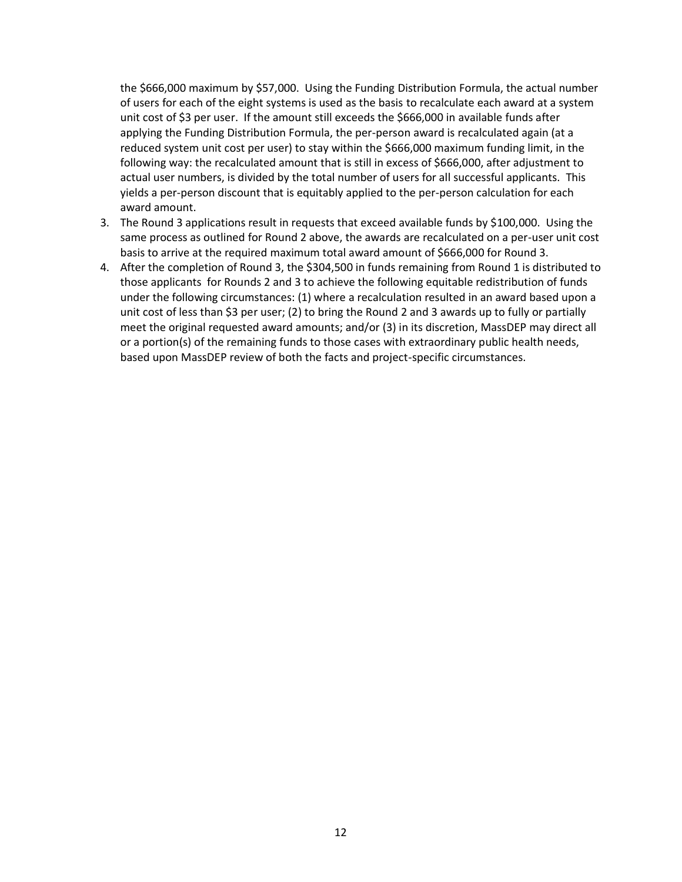the $666,000 maximum by $57,000. Using the Funding Distribution Formula, the actual number of users for each of the eight systems is used as the basis to recalculate each award at a system unit cost of $3 per user. If the amount still exceeds the $666,000 in available funds after applying the Funding Distribution Formula, the per-person award is recalculated again (at a reduced system unit cost per user) to stay within the $666,000 maximum funding limit, in the following way: the recalculated amount that is still in excess of $666,000, after adjustment to actual user numbers, is divided by the total number of users for all successful applicants. This yields a per-person discount that is equitably applied to the per-person calculation for each award amount.

3. The Round 3 applications result in requests that exceed available funds by $100,000. Using the same process as outlined for Round 2 above, the awards are recalculated on a per-user unit cost basis to arrive at the required maximum total award amount of $666,000 for Round 3.
4. After the completion of Round 3, the $304,500 in funds remaining from Round 1 is distributed to those applicants for Rounds 2 and 3 to achieve the following equitable redistribution of funds under the following circumstances: (1) where a recalculation resulted in an award based upon a unit cost of less than $3 per user; (2) to bring the Round 2 and 3 awards up to fully or partially meet the original requested award amounts; and/or (3) in its discretion, MassDEP may direct all or a portion(s) of the remaining funds to those cases with extraordinary public health needs, based upon MassDEP review of both the facts and project-specific circumstances.